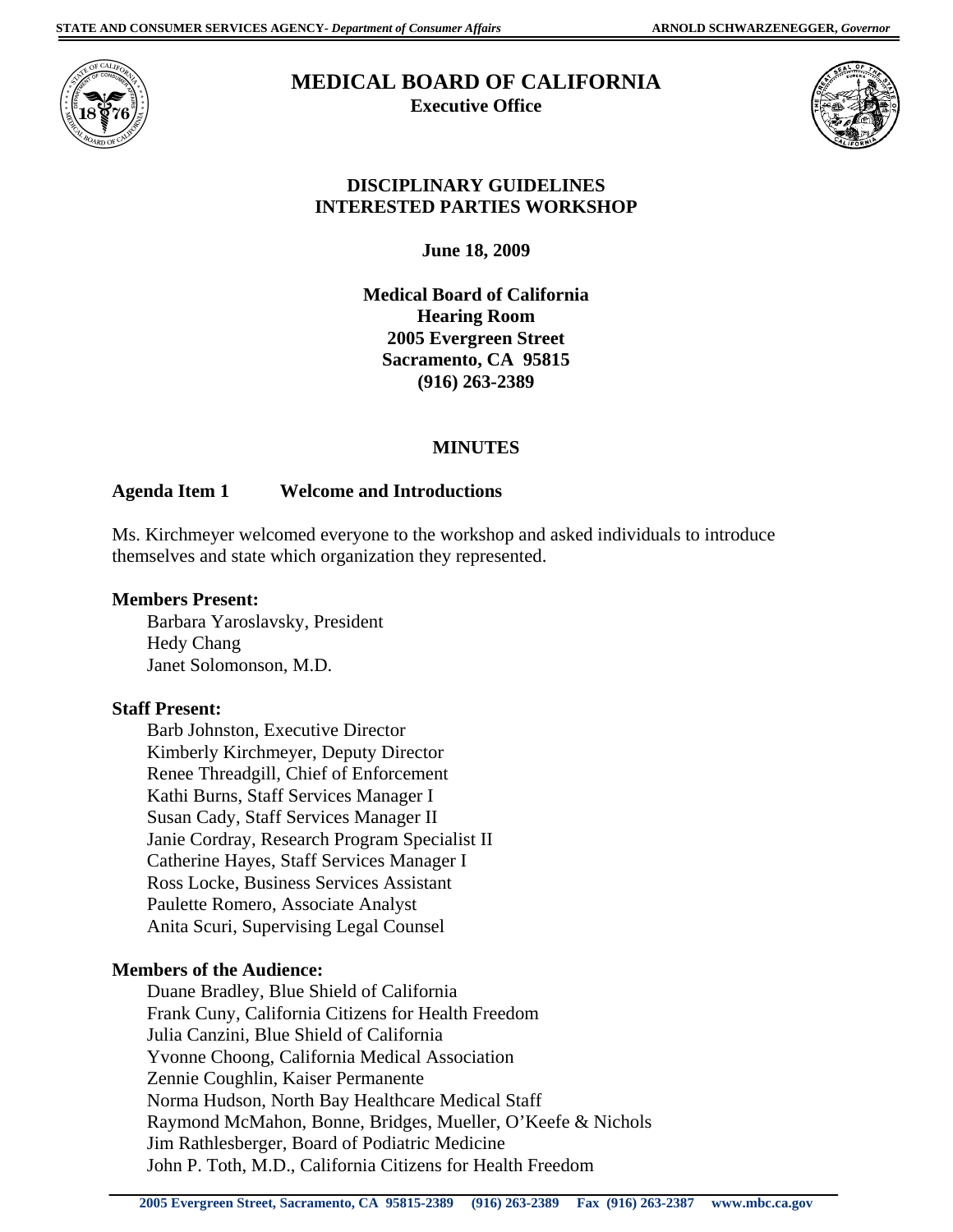STATE AND CONSUMER SERVICES AGENCY- *Department of Consumer Affairs* ARNOLD SCHWARZENEGGER, *Governor*

# MEDICAL BOARD OF CALIFORNIA

**Executive Office**

## DISCIPLINARY GUIDELINES INTERESTED PARTIES WORKSHOP

**June 18, 2009**

**Medical Board of California**
**Hearing Room**
**2005 Evergreen Street**
**Sacramento, CA 95815**
**(916) 263-2389**

## MINUTES

### Agenda Item 1 Welcome and Introductions

Ms. Kirchmeyer welcomed everyone to the workshop and asked individuals to introduce themselves and state which organization they represented.

**Members Present:**

Barbara Yaroslavsky, President
Hedy Chang
Janet Solomonson, M.D.

**Staff Present:**

Barb Johnston, Executive Director
Kimberly Kirchmeyer, Deputy Director
Renee Threadgill, Chief of Enforcement
Kathi Burns, Staff Services Manager I
Susan Cady, Staff Services Manager II
Janie Cordray, Research Program Specialist II
Catherine Hayes, Staff Services Manager I
Ross Locke, Business Services Assistant
Paulette Romero, Associate Analyst
Anita Scuri, Supervising Legal Counsel

**Members of the Audience:**

Duane Bradley, Blue Shield of California
Frank Cuny, California Citizens for Health Freedom
Julia Canzini, Blue Shield of California
Yvonne Choong, California Medical Association
Zennie Coughlin, Kaiser Permanente
Norma Hudson, North Bay Healthcare Medical Staff
Raymond McMahon, Bonne, Bridges, Mueller, O'Keefe & Nichols
Jim Rathlesberger, Board of Podiatric Medicine
John P. Toth, M.D., California Citizens for Health Freedom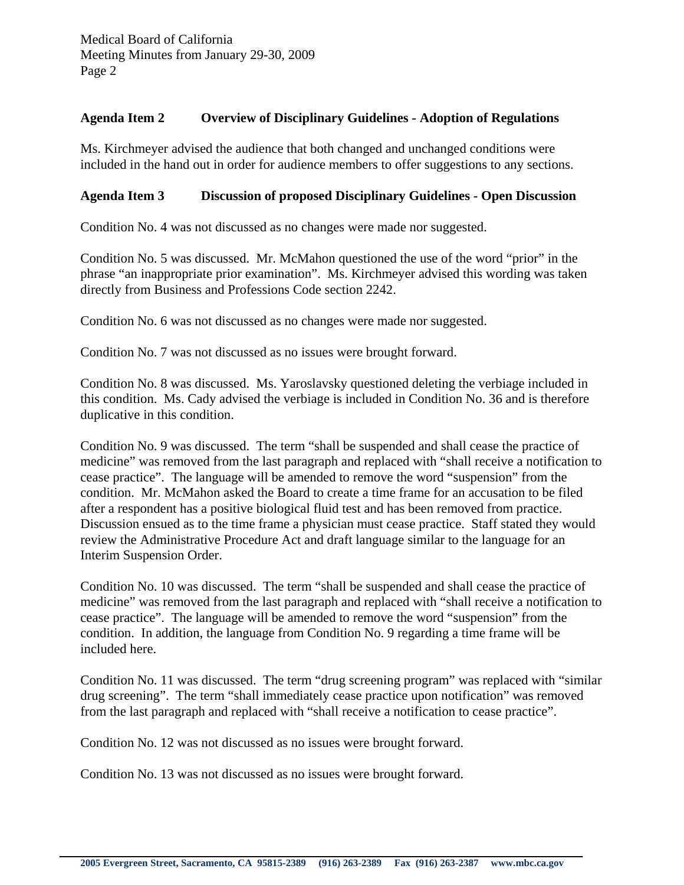## Agenda Item 2 Overview of Disciplinary Guidelines - Adoption of Regulations

Ms. Kirchmeyer advised the audience that both changed and unchanged conditions were included in the hand out in order for audience members to offer suggestions to any sections.

## Agenda Item 3 Discussion of proposed Disciplinary Guidelines - Open Discussion

Condition No. 4 was not discussed as no changes were made nor suggested.

Condition No. 5 was discussed. Mr. McMahon questioned the use of the word "prior" in the phrase "an inappropriate prior examination". Ms. Kirchmeyer advised this wording was taken directly from Business and Professions Code section 2242.

Condition No. 6 was not discussed as no changes were made nor suggested.

Condition No. 7 was not discussed as no issues were brought forward.

Condition No. 8 was discussed. Ms. Yaroslavsky questioned deleting the verbiage included in this condition. Ms. Cady advised the verbiage is included in Condition No. 36 and is therefore duplicative in this condition.

Condition No. 9 was discussed. The term "shall be suspended and shall cease the practice of medicine" was removed from the last paragraph and replaced with "shall receive a notification to cease practice". The language will be amended to remove the word "suspension" from the condition. Mr. McMahon asked the Board to create a time frame for an accusation to be filed after a respondent has a positive biological fluid test and has been removed from practice. Discussion ensued as to the time frame a physician must cease practice. Staff stated they would review the Administrative Procedure Act and draft language similar to the language for an Interim Suspension Order.

Condition No. 10 was discussed. The term "shall be suspended and shall cease the practice of medicine" was removed from the last paragraph and replaced with "shall receive a notification to cease practice". The language will be amended to remove the word "suspension" from the condition. In addition, the language from Condition No. 9 regarding a time frame will be included here.

Condition No. 11 was discussed. The term "drug screening program" was replaced with "similar drug screening". The term "shall immediately cease practice upon notification" was removed from the last paragraph and replaced with "shall receive a notification to cease practice".

Condition No. 12 was not discussed as no issues were brought forward.

Condition No. 13 was not discussed as no issues were brought forward.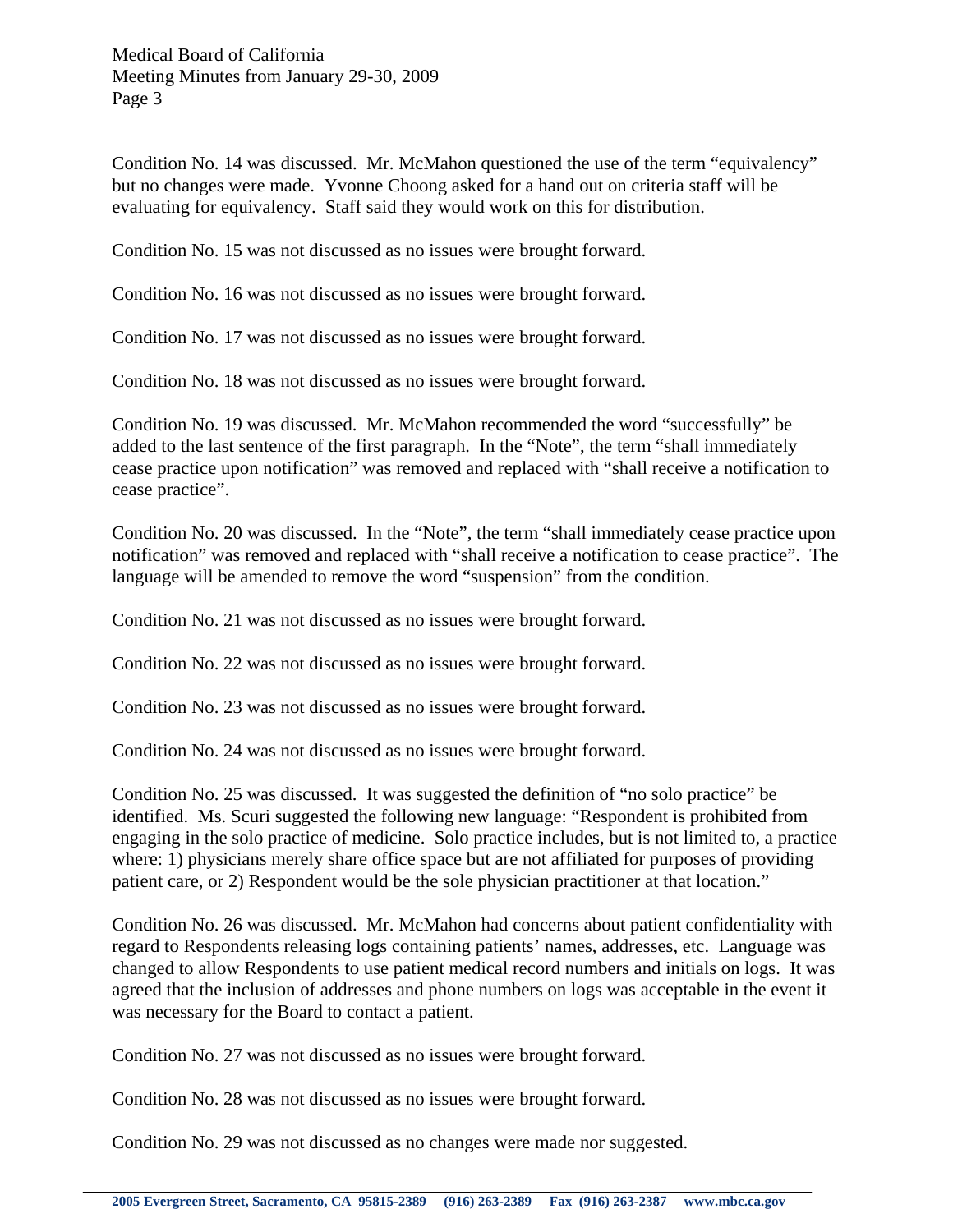Condition No. 14 was discussed. Mr. McMahon questioned the use of the term "equivalency" but no changes were made. Yvonne Choong asked for a hand out on criteria staff will be evaluating for equivalency. Staff said they would work on this for distribution.

Condition No. 15 was not discussed as no issues were brought forward.

Condition No. 16 was not discussed as no issues were brought forward.

Condition No. 17 was not discussed as no issues were brought forward.

Condition No. 18 was not discussed as no issues were brought forward.

Condition No. 19 was discussed. Mr. McMahon recommended the word "successfully" be added to the last sentence of the first paragraph. In the "Note", the term "shall immediately cease practice upon notification" was removed and replaced with "shall receive a notification to cease practice".

Condition No. 20 was discussed. In the "Note", the term "shall immediately cease practice upon notification" was removed and replaced with "shall receive a notification to cease practice". The language will be amended to remove the word "suspension" from the condition.

Condition No. 21 was not discussed as no issues were brought forward.

Condition No. 22 was not discussed as no issues were brought forward.

Condition No. 23 was not discussed as no issues were brought forward.

Condition No. 24 was not discussed as no issues were brought forward.

Condition No. 25 was discussed. It was suggested the definition of "no solo practice" be identified. Ms. Scuri suggested the following new language: "Respondent is prohibited from engaging in the solo practice of medicine. Solo practice includes, but is not limited to, a practice where: 1) physicians merely share office space but are not affiliated for purposes of providing patient care, or 2) Respondent would be the sole physician practitioner at that location."

Condition No. 26 was discussed. Mr. McMahon had concerns about patient confidentiality with regard to Respondents releasing logs containing patients' names, addresses, etc. Language was changed to allow Respondents to use patient medical record numbers and initials on logs. It was agreed that the inclusion of addresses and phone numbers on logs was acceptable in the event it was necessary for the Board to contact a patient.

Condition No. 27 was not discussed as no issues were brought forward.

Condition No. 28 was not discussed as no issues were brought forward.

Condition No. 29 was not discussed as no changes were made nor suggested.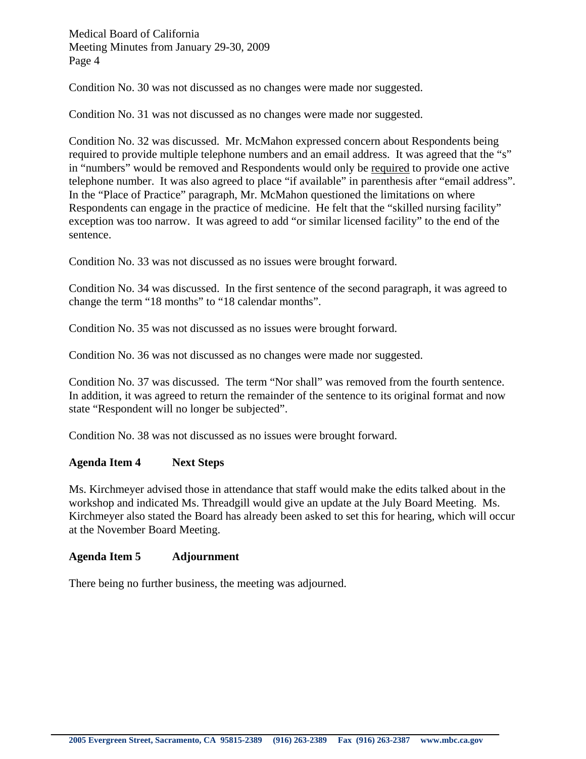Condition No. 30 was not discussed as no changes were made nor suggested.

Condition No. 31 was not discussed as no changes were made nor suggested.

Condition No. 32 was discussed. Mr. McMahon expressed concern about Respondents being required to provide multiple telephone numbers and an email address. It was agreed that the "s" in "numbers" would be removed and Respondents would only be required to provide one active telephone number. It was also agreed to place "if available" in parenthesis after "email address". In the "Place of Practice" paragraph, Mr. McMahon questioned the limitations on where Respondents can engage in the practice of medicine. He felt that the "skilled nursing facility" exception was too narrow. It was agreed to add "or similar licensed facility" to the end of the sentence.

Condition No. 33 was not discussed as no issues were brought forward.

Condition No. 34 was discussed. In the first sentence of the second paragraph, it was agreed to change the term "18 months" to "18 calendar months".

Condition No. 35 was not discussed as no issues were brought forward.

Condition No. 36 was not discussed as no changes were made nor suggested.

Condition No. 37 was discussed. The term "Nor shall" was removed from the fourth sentence. In addition, it was agreed to return the remainder of the sentence to its original format and now state "Respondent will no longer be subjected".

Condition No. 38 was not discussed as no issues were brought forward.

## Agenda Item 4 Next Steps

Ms. Kirchmeyer advised those in attendance that staff would make the edits talked about in the workshop and indicated Ms. Threadgill would give an update at the July Board Meeting. Ms. Kirchmeyer also stated the Board has already been asked to set this for hearing, which will occur at the November Board Meeting.

## Agenda Item 5 Adjournment

There being no further business, the meeting was adjourned.